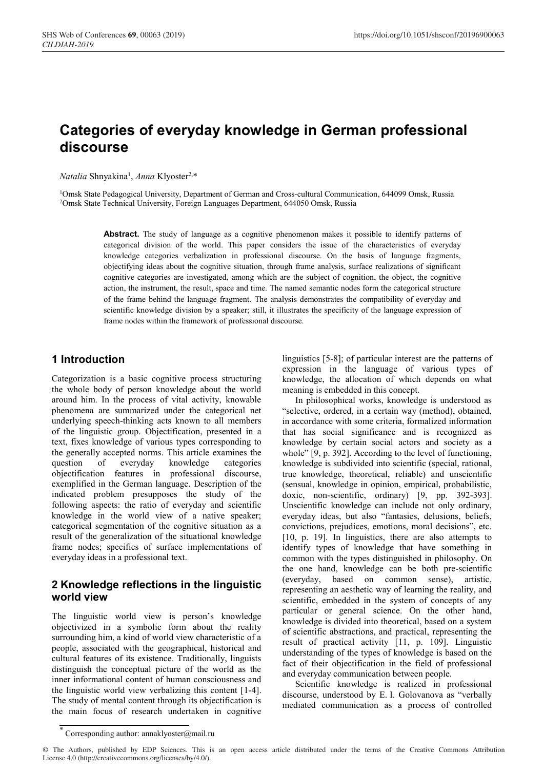# Categories of everyday knowledge in German professional discourse

*Natalia* Shnyakina[1], *Anna* Klyoster[2,*]

[1]Omsk State Pedagogical University, Department of German and Cross-cultural Communication, 644099 Omsk, Russia
[2]Omsk State Technical University, Foreign Languages Department, 644050 Omsk, Russia

**Abstract.** The study of language as a cognitive phenomenon makes it possible to identify patterns of categorical division of the world. This paper considers the issue of the characteristics of everyday knowledge categories verbalization in professional discourse. On the basis of language fragments, objectifying ideas about the cognitive situation, through frame analysis, surface realizations of significant cognitive categories are investigated, among which are the subject of cognition, the object, the cognitive action, the instrument, the result, space and time. The named semantic nodes form the categorical structure of the frame behind the language fragment. The analysis demonstrates the compatibility of everyday and scientific knowledge division by a speaker; still, it illustrates the specificity of the language expression of frame nodes within the framework of professional discourse.

## 1 Introduction

Categorization is a basic cognitive process structuring the whole body of person knowledge about the world around him. In the process of vital activity, knowable phenomena are summarized under the categorical net underlying speech-thinking acts known to all members of the linguistic group. Objectification, presented in a text, fixes knowledge of various types corresponding to the generally accepted norms. This article examines the question of everyday knowledge categories objectification features in professional discourse, exemplified in the German language. Description of the indicated problem presupposes the study of the following aspects: the ratio of everyday and scientific knowledge in the world view of a native speaker; categorical segmentation of the cognitive situation as a result of the generalization of the situational knowledge frame nodes; specifics of surface implementations of everyday ideas in a professional text.

## 2 Knowledge reflections in the linguistic world view

The linguistic world view is person's knowledge objectivized in a symbolic form about the reality surrounding him, a kind of world view characteristic of a people, associated with the geographical, historical and cultural features of its existence. Traditionally, linguists distinguish the conceptual picture of the world as the inner informational content of human consciousness and the linguistic world view verbalizing this content [1-4]. The study of mental content through its objectification is the main focus of research undertaken in cognitive linguistics [5-8]; of particular interest are the patterns of expression in the language of various types of knowledge, the allocation of which depends on what meaning is embedded in this concept.

In philosophical works, knowledge is understood as "selective, ordered, in a certain way (method), obtained, in accordance with some criteria, formalized information that has social significance and is recognized as knowledge by certain social actors and society as a whole" [9, p. 392]. According to the level of functioning, knowledge is subdivided into scientific (special, rational, true knowledge, theoretical, reliable) and unscientific (sensual, knowledge in opinion, empirical, probabilistic, doxic, non-scientific, ordinary) [9, pp. 392-393]. Unscientific knowledge can include not only ordinary, everyday ideas, but also "fantasies, delusions, beliefs, convictions, prejudices, emotions, moral decisions", etc. [10, p. 19]. In linguistics, there are also attempts to identify types of knowledge that have something in common with the types distinguished in philosophy. On the one hand, knowledge can be both pre-scientific (everyday, based on common sense), artistic, representing an aesthetic way of learning the reality, and scientific, embedded in the system of concepts of any particular or general science. On the other hand, knowledge is divided into theoretical, based on a system of scientific abstractions, and practical, representing the result of practical activity [11, p. 109]. Linguistic understanding of the types of knowledge is based on the fact of their objectification in the field of professional and everyday communication between people.

Scientific knowledge is realized in professional discourse, understood by E. I. Golovanova as "verbally mediated communication as a process of controlled

* Corresponding author: annaklyoster@mail.ru

© The Authors, published by EDP Sciences. This is an open access article distributed under the terms of the Creative Commons Attribution License 4.0 (http://creativecommons.org/licenses/by/4.0/).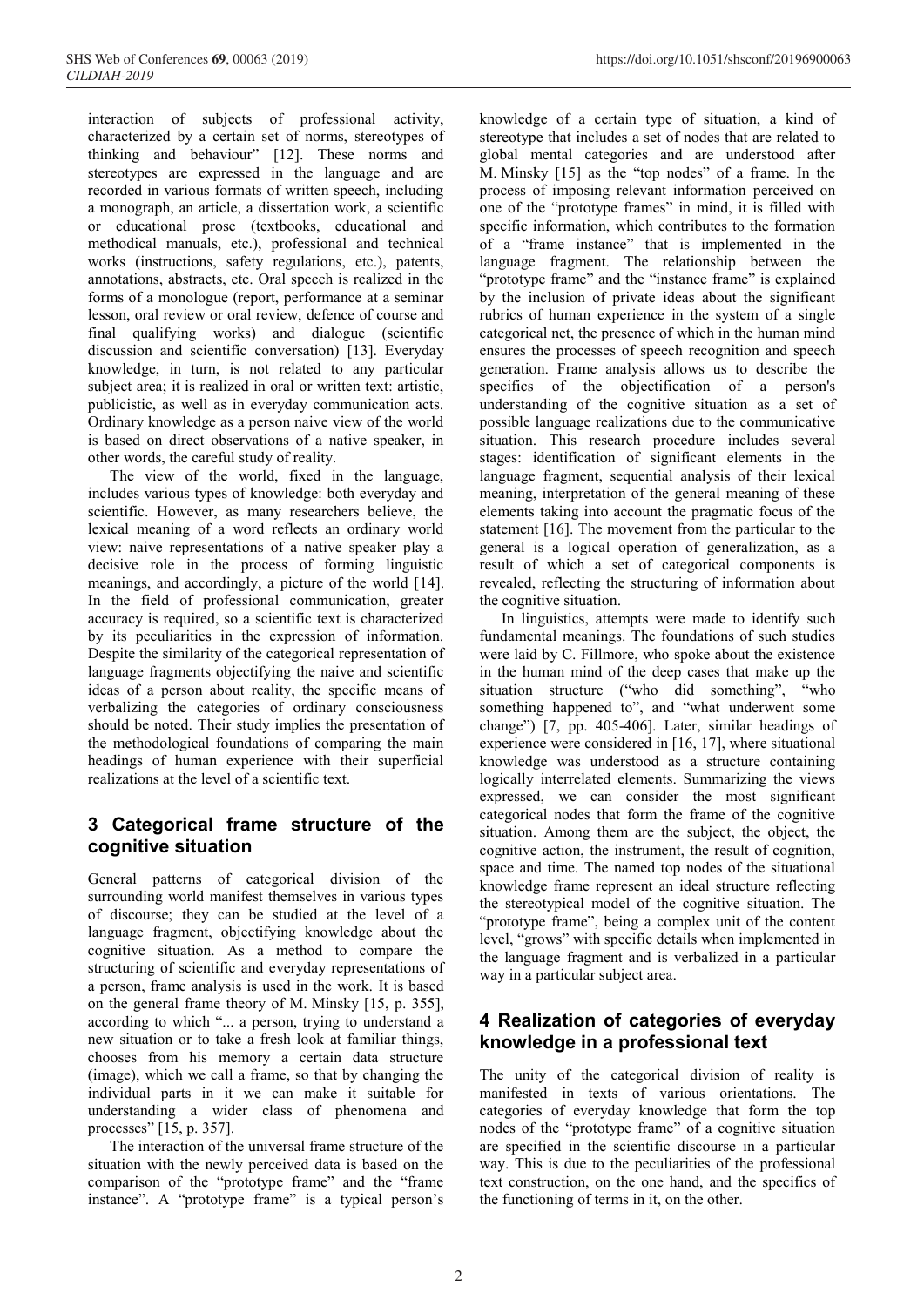interaction of subjects of professional activity, characterized by a certain set of norms, stereotypes of thinking and behaviour" [12]. These norms and stereotypes are expressed in the language and are recorded in various formats of written speech, including a monograph, an article, a dissertation work, a scientific or educational prose (textbooks, educational and methodical manuals, etc.), professional and technical works (instructions, safety regulations, etc.), patents, annotations, abstracts, etc. Oral speech is realized in the forms of a monologue (report, performance at a seminar lesson, oral review or oral review, defence of course and final qualifying works) and dialogue (scientific discussion and scientific conversation) [13]. Everyday knowledge, in turn, is not related to any particular subject area; it is realized in oral or written text: artistic, publicistic, as well as in everyday communication acts. Ordinary knowledge as a person naive view of the world is based on direct observations of a native speaker, in other words, the careful study of reality.

The view of the world, fixed in the language, includes various types of knowledge: both everyday and scientific. However, as many researchers believe, the lexical meaning of a word reflects an ordinary world view: naive representations of a native speaker play a decisive role in the process of forming linguistic meanings, and accordingly, a picture of the world [14]. In the field of professional communication, greater accuracy is required, so a scientific text is characterized by its peculiarities in the expression of information. Despite the similarity of the categorical representation of language fragments objectifying the naive and scientific ideas of a person about reality, the specific means of verbalizing the categories of ordinary consciousness should be noted. Their study implies the presentation of the methodological foundations of comparing the main headings of human experience with their superficial realizations at the level of a scientific text.

## 3 Categorical frame structure of the cognitive situation

General patterns of categorical division of the surrounding world manifest themselves in various types of discourse; they can be studied at the level of a language fragment, objectifying knowledge about the cognitive situation. As a method to compare the structuring of scientific and everyday representations of a person, frame analysis is used in the work. It is based on the general frame theory of M. Minsky [15, p. 355], according to which "... a person, trying to understand a new situation or to take a fresh look at familiar things, chooses from his memory a certain data structure (image), which we call a frame, so that by changing the individual parts in it we can make it suitable for understanding a wider class of phenomena and processes" [15, p. 357].

The interaction of the universal frame structure of the situation with the newly perceived data is based on the comparison of the "prototype frame" and the "frame instance". A "prototype frame" is a typical person's knowledge of a certain type of situation, a kind of stereotype that includes a set of nodes that are related to global mental categories and are understood after M. Minsky [15] as the "top nodes" of a frame. In the process of imposing relevant information perceived on one of the "prototype frames" in mind, it is filled with specific information, which contributes to the formation of a "frame instance" that is implemented in the language fragment. The relationship between the "prototype frame" and the "instance frame" is explained by the inclusion of private ideas about the significant rubrics of human experience in the system of a single categorical net, the presence of which in the human mind ensures the processes of speech recognition and speech generation. Frame analysis allows us to describe the specifics of the objectification of a person's understanding of the cognitive situation as a set of possible language realizations due to the communicative situation. This research procedure includes several stages: identification of significant elements in the language fragment, sequential analysis of their lexical meaning, interpretation of the general meaning of these elements taking into account the pragmatic focus of the statement [16]. The movement from the particular to the general is a logical operation of generalization, as a result of which a set of categorical components is revealed, reflecting the structuring of information about the cognitive situation.

In linguistics, attempts were made to identify such fundamental meanings. The foundations of such studies were laid by C. Fillmore, who spoke about the existence in the human mind of the deep cases that make up the situation structure ("who did something", "who something happened to", and "what underwent some change") [7, pp. 405-406]. Later, similar headings of experience were considered in [16, 17], where situational knowledge was understood as a structure containing logically interrelated elements. Summarizing the views expressed, we can consider the most significant categorical nodes that form the frame of the cognitive situation. Among them are the subject, the object, the cognitive action, the instrument, the result of cognition, space and time. The named top nodes of the situational knowledge frame represent an ideal structure reflecting the stereotypical model of the cognitive situation. The "prototype frame", being a complex unit of the content level, "grows" with specific details when implemented in the language fragment and is verbalized in a particular way in a particular subject area.

## 4 Realization of categories of everyday knowledge in a professional text

The unity of the categorical division of reality is manifested in texts of various orientations. The categories of everyday knowledge that form the top nodes of the "prototype frame" of a cognitive situation are specified in the scientific discourse in a particular way. This is due to the peculiarities of the professional text construction, on the one hand, and the specifics of the functioning of terms in it, on the other.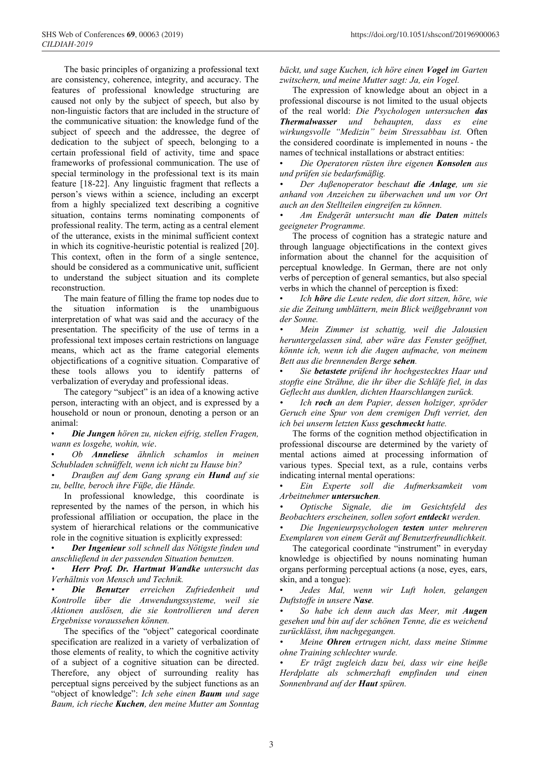The basic principles of organizing a professional text are consistency, coherence, integrity, and accuracy. The features of professional knowledge structuring are caused not only by the subject of speech, but also by non-linguistic factors that are included in the structure of the communicative situation: the knowledge fund of the subject of speech and the addressee, the degree of dedication to the subject of speech, belonging to a certain professional field of activity, time and space frameworks of professional communication. The use of special terminology in the professional text is its main feature [18-22]. Any linguistic fragment that reflects a person's views within a science, including an excerpt from a highly specialized text describing a cognitive situation, contains terms nominating components of professional reality. The term, acting as a central element of the utterance, exists in the minimal sufficient context in which its cognitive-heuristic potential is realized [20]. This context, often in the form of a single sentence, should be considered as a communicative unit, sufficient to understand the subject situation and its complete reconstruction.

The main feature of filling the frame top nodes due to the situation information is the unambiguous interpretation of what was said and the accuracy of the presentation. The specificity of the use of terms in a professional text imposes certain restrictions on language means, which act as the frame categorial elements objectifications of a cognitive situation. Comparative of these tools allows you to identify patterns of verbalization of everyday and professional ideas.

The category "subject" is an idea of a knowing active person, interacting with an object, and is expressed by a household or noun or pronoun, denoting a person or an animal:

- ***Die Jungen*** *hören zu, nicken eifrig, stellen Fragen, wann es losgehe, wohin, wie*.
- *Ob* ***Anneliese*** *ähnlich schamlos in meinen Schubladen schnüffelt, wenn ich nicht zu Hause bin?*
- *Draußen auf dem Gang sprang ein* ***Hund*** *auf sie zu, bellte, beroch ihre Füße, die Hände.*

In professional knowledge, this coordinate is represented by the names of the person, in which his professional affiliation or occupation, the place in the system of hierarchical relations or the communicative role in the cognitive situation is explicitly expressed:

- ***Der Ingenieur*** *soll schnell das Nötigste finden und anschließend in der passenden Situation benutzen.*
- ***Herr Prof. Dr. Hartmut Wandke*** *untersucht das Verhältnis von Mensch und Technik.*
- ***Die Benutzer*** *erreichen Zufriedenheit und Kontrolle über die Anwendungssysteme, weil sie Aktionen auslösen, die sie kontrollieren und deren Ergebnisse voraussehen können.*

The specifics of the "object" categorical coordinate specification are realized in a variety of verbalization of those elements of reality, to which the cognitive activity of a subject of a cognitive situation can be directed. Therefore, any object of surrounding reality has perceptual signs perceived by the subject functions as an "object of knowledge": *Ich sehe einen* ***Baum*** *und sage Baum, ich rieche* ***Kuchen****, den meine Mutter am Sonntag bäckt, und sage Kuchen, ich höre einen* ***Vogel*** *im Garten zwitschern, und meine Mutter sagt: Ja, ein Vogel.*

The expression of knowledge about an object in a professional discourse is not limited to the usual objects of the real world: *Die Psychologen untersuchen* ***das Thermalwasser*** *und behaupten, dass es eine wirkungsvolle "Medizin" beim Stressabbau ist.* Often the considered coordinate is implemented in nouns - the names of technical installations or abstract entities:

- *Die Operatoren rüsten ihre eigenen* ***Konsolen*** *aus und prüfen sie bedarfsmäßig.*
- *Der Außenoperator beschaut* ***die Anlage****, um sie anhand von Anzeichen zu überwachen und um vor Ort auch an den Stellteilen eingreifen zu können.*
- *Am Endgerät untersucht man* ***die Daten*** *mittels geeigneter Programme.*

The process of cognition has a strategic nature and through language objectifications in the context gives information about the channel for the acquisition of perceptual knowledge. In German, there are not only verbs of perception of general semantics, but also special verbs in which the channel of perception is fixed:

- *Ich* ***höre*** *die Leute reden, die dort sitzen, höre, wie sie die Zeitung umblättern, mein Blick weißgebrannt von der Sonne.*
- *Mein Zimmer ist schattig, weil die Jalousien heruntergelassen sind, aber wäre das Fenster geöffnet, könnte ich, wenn ich die Augen aufmache, von meinem Bett aus die brennenden Berge* ***sehen****.*
- *Sie* ***betastete*** *prüfend ihr hochgestecktes Haar und stopfte eine Strähne, die ihr über die Schläfe fiel, in das Geflecht aus dunklen, dichten Haarschlangen zurück.*
- *Ich* ***roch*** *an dem Papier, dessen holziger, spröder Geruch eine Spur von dem cremigen Duft verriet, den ich bei unserm letzten Kuss* ***geschmeckt*** *hatte.*

The forms of the cognition method objectification in professional discourse are determined by the variety of mental actions aimed at processing information of various types. Special text, as a rule, contains verbs indicating internal mental operations:

- *Ein Experte soll die Aufmerksamkeit vom Arbeitnehmer* ***untersuchen****.*
- *Optische Signale, die im Gesichtsfeld des Beobachters erscheinen, sollen sofort* ***entdeck****t werden.*
- *Die Ingenieurpsychologen* ***testen*** *unter mehreren Exemplaren von einem Gerät auf Benutzerfreundlichkeit.*

The categorical coordinate "instrument" in everyday knowledge is objectified by nouns nominating human organs performing perceptual actions (a nose, eyes, ears, skin, and a tongue):

- *Jedes Mal, wenn wir Luft holen, gelangen Duftstoffe in unsere* ***Nase****.*
- *So habe ich denn auch das Meer, mit* ***Augen*** *gesehen und bin auf der schönen Tenne, die es weichend zurücklässt, ihm nachgegangen.*
- *Meine* ***Ohren*** *ertrugen nicht, dass meine Stimme ohne Training schlechter wurde.*
- *Er trägt zugleich dazu bei, dass wir eine heiße Herdplatte als schmerzhaft empfinden und einen Sonnenbrand auf der* ***Haut*** *spüren.*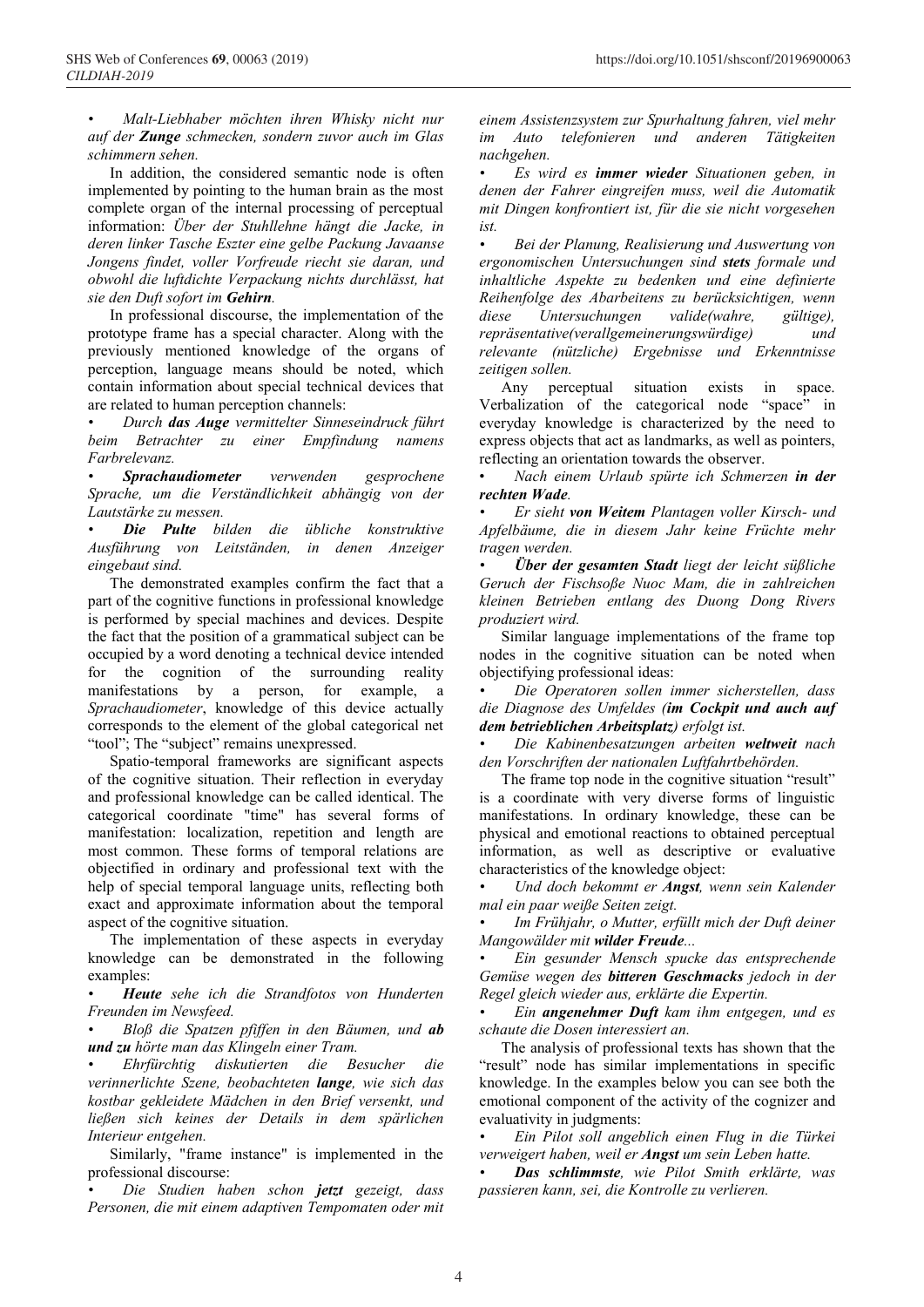- *Malt-Liebhaber möchten ihren Whisky nicht nur auf der* ***Zunge*** *schmecken, sondern zuvor auch im Glas schimmern sehen.*

In addition, the considered semantic node is often implemented by pointing to the human brain as the most complete organ of the internal processing of perceptual information: *Über der Stuhllehne hängt die Jacke, in deren linker Tasche Eszter eine gelbe Packung Javaanse Jongens findet, voller Vorfreude riecht sie daran, und obwohl die luftdichte Verpackung nichts durchlässt, hat sie den Duft sofort im* ***Gehirn****.*

In professional discourse, the implementation of the prototype frame has a special character. Along with the previously mentioned knowledge of the organs of perception, language means should be noted, which contain information about special technical devices that are related to human perception channels:

- *Durch* ***das Auge*** *vermittelter Sinneseindruck führt beim Betrachter zu einer Empfindung namens Farbrelevanz.*
- ***Sprachaudiometer*** *verwenden gesprochene Sprache, um die Verständlichkeit abhängig von der Lautstärke zu messen.*
- ***Die Pulte*** *bilden die übliche konstruktive Ausführung von Leitständen, in denen Anzeiger eingebaut sind.*

The demonstrated examples confirm the fact that a part of the cognitive functions in professional knowledge is performed by special machines and devices. Despite the fact that the position of a grammatical subject can be occupied by a word denoting a technical device intended for the cognition of the surrounding reality manifestations by a person, for example, a *Sprachaudiometer*, knowledge of this device actually corresponds to the element of the global categorical net "tool"; The "subject" remains unexpressed.

Spatio-temporal frameworks are significant aspects of the cognitive situation. Their reflection in everyday and professional knowledge can be called identical. The categorical coordinate "time" has several forms of manifestation: localization, repetition and length are most common. These forms of temporal relations are objectified in ordinary and professional text with the help of special temporal language units, reflecting both exact and approximate information about the temporal aspect of the cognitive situation.

The implementation of these aspects in everyday knowledge can be demonstrated in the following examples:

- ***Heute*** *sehe ich die Strandfotos von Hunderten Freunden im Newsfeed.*
- *Bloß die Spatzen pfiffen in den Bäumen, und* ***ab und zu*** *hörte man das Klingeln einer Tram.*
- *Ehrfürchtig diskutierten die Besucher die verinnerlichte Szene, beobachteten* ***lange****, wie sich das kostbar gekleidete Mädchen in den Brief versenkt, und ließen sich keines der Details in dem spärlichen Interieur entgehen.*

Similarly, "frame instance" is implemented in the professional discourse:

- *Die Studien haben schon* ***jetzt*** *gezeigt, dass Personen, die mit einem adaptiven Tempomaten oder mit einem Assistenzsystem zur Spurhaltung fahren, viel mehr im Auto telefonieren und anderen Tätigkeiten nachgehen.*
- *Es wird es* ***immer wieder*** *Situationen geben, in denen der Fahrer eingreifen muss, weil die Automatik mit Dingen konfrontiert ist, für die sie nicht vorgesehen ist.*
- *Bei der Planung, Realisierung und Auswertung von ergonomischen Untersuchungen sind* ***stets*** *formale und inhaltliche Aspekte zu bedenken und eine definierte Reihenfolge des Abarbeitens zu berücksichtigen, wenn diese Untersuchungen valide(wahre, gültige), repräsentative(verallgemeinerungswürdige) und relevante (nützliche) Ergebnisse und Erkenntnisse zeitigen sollen.*

Any perceptual situation exists in space. Verbalization of the categorical node "space" in everyday knowledge is characterized by the need to express objects that act as landmarks, as well as pointers, reflecting an orientation towards the observer.

- *Nach einem Urlaub spürte ich Schmerzen* ***in der rechten Wade****.*
- *Er sieht* ***von Weitem*** *Plantagen voller Kirsch- und Apfelbäume, die in diesem Jahr keine Früchte mehr tragen werden.*
- ***Über der gesamten Stadt*** *liegt der leicht süßliche Geruch der Fischsoße Nuoc Mam, die in zahlreichen kleinen Betrieben entlang des Duong Dong Rivers produziert wird.*

Similar language implementations of the frame top nodes in the cognitive situation can be noted when objectifying professional ideas:

- *Die Operatoren sollen immer sicherstellen, dass die Diagnose des Umfeldes (****im Cockpit und auch auf dem betrieblichen Arbeitsplatz****) erfolgt ist.*
- *Die Kabinenbesatzungen arbeiten* ***weltweit*** *nach den Vorschriften der nationalen Luftfahrtbehörden.*

The frame top node in the cognitive situation "result" is a coordinate with very diverse forms of linguistic manifestations. In ordinary knowledge, these can be physical and emotional reactions to obtained perceptual information, as well as descriptive or evaluative characteristics of the knowledge object:

- *Und doch bekommt er* ***Angst****, wenn sein Kalender mal ein paar weiße Seiten zeigt.*
- *Im Frühjahr, o Mutter, erfüllt mich der Duft deiner Mangowälder mit* ***wilder Freude****...*
- *Ein gesunder Mensch spucke das entsprechende Gemüse wegen des* ***bitteren Geschmacks*** *jedoch in der Regel gleich wieder aus, erklärte die Expertin.*
- *Ein* ***angenehmer Duft*** *kam ihm entgegen, und es schaute die Dosen interessiert an.*

The analysis of professional texts has shown that the "result" node has similar implementations in specific knowledge. In the examples below you can see both the emotional component of the activity of the cognizer and evaluativity in judgments:

- *Ein Pilot soll angeblich einen Flug in die Türkei verweigert haben, weil er* ***Angst*** *um sein Leben hatte.*
- ***Das schlimmste****, wie Pilot Smith erklärte, was passieren kann, sei, die Kontrolle zu verlieren.*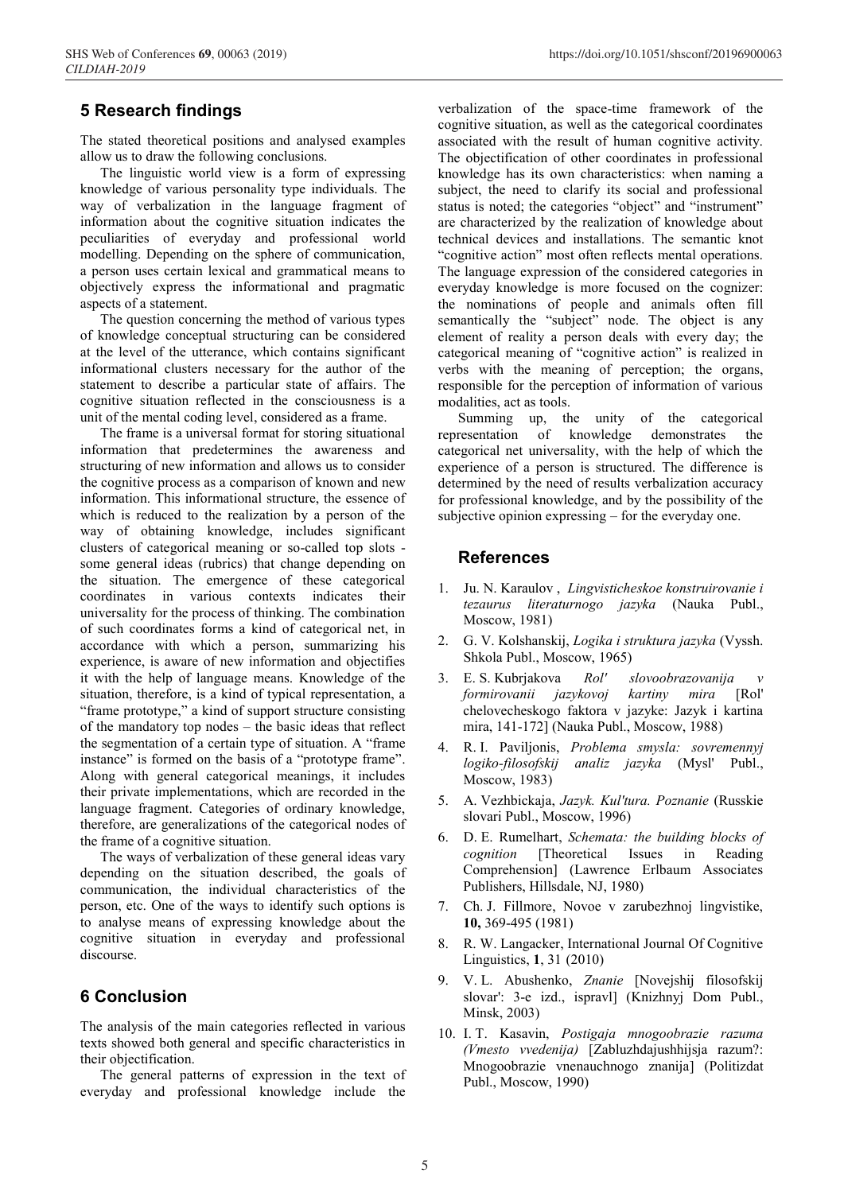## 5 Research findings

The stated theoretical positions and analysed examples allow us to draw the following conclusions.

The linguistic world view is a form of expressing knowledge of various personality type individuals. The way of verbalization in the language fragment of information about the cognitive situation indicates the peculiarities of everyday and professional world modelling. Depending on the sphere of communication, a person uses certain lexical and grammatical means to objectively express the informational and pragmatic aspects of a statement.

The question concerning the method of various types of knowledge conceptual structuring can be considered at the level of the utterance, which contains significant informational clusters necessary for the author of the statement to describe a particular state of affairs. The cognitive situation reflected in the consciousness is a unit of the mental coding level, considered as a frame.

The frame is a universal format for storing situational information that predetermines the awareness and structuring of new information and allows us to consider the cognitive process as a comparison of known and new information. This informational structure, the essence of which is reduced to the realization by a person of the way of obtaining knowledge, includes significant clusters of categorical meaning or so-called top slots - some general ideas (rubrics) that change depending on the situation. The emergence of these categorical coordinates in various contexts indicates their universality for the process of thinking. The combination of such coordinates forms a kind of categorical net, in accordance with which a person, summarizing his experience, is aware of new information and objectifies it with the help of language means. Knowledge of the situation, therefore, is a kind of typical representation, a "frame prototype," a kind of support structure consisting of the mandatory top nodes – the basic ideas that reflect the segmentation of a certain type of situation. A "frame instance" is formed on the basis of a "prototype frame". Along with general categorical meanings, it includes their private implementations, which are recorded in the language fragment. Categories of ordinary knowledge, therefore, are generalizations of the categorical nodes of the frame of a cognitive situation.

The ways of verbalization of these general ideas vary depending on the situation described, the goals of communication, the individual characteristics of the person, etc. One of the ways to identify such options is to analyse means of expressing knowledge about the cognitive situation in everyday and professional discourse.

## 6 Conclusion

The analysis of the main categories reflected in various texts showed both general and specific characteristics in their objectification.

The general patterns of expression in the text of everyday and professional knowledge include the verbalization of the space-time framework of the cognitive situation, as well as the categorical coordinates associated with the result of human cognitive activity. The objectification of other coordinates in professional knowledge has its own characteristics: when naming a subject, the need to clarify its social and professional status is noted; the categories "object" and "instrument" are characterized by the realization of knowledge about technical devices and installations. The semantic knot "cognitive action" most often reflects mental operations. The language expression of the considered categories in everyday knowledge is more focused on the cognizer: the nominations of people and animals often fill semantically the "subject" node. The object is any element of reality a person deals with every day; the categorical meaning of "cognitive action" is realized in verbs with the meaning of perception; the organs, responsible for the perception of information of various modalities, act as tools.

Summing up, the unity of the categorical representation of knowledge demonstrates the categorical net universality, with the help of which the experience of a person is structured. The difference is determined by the need of results verbalization accuracy for professional knowledge, and by the possibility of the subjective opinion expressing – for the everyday one.

## References

1. Ju. N. Karaulov , *Lingvisticheskoe konstruirovanie i tezaurus literaturnogo jazyka* (Nauka Publ., Moscow, 1981)
2. G. V. Kolshanskij, *Logika i struktura jazyka* (Vyssh. Shkola Publ., Moscow, 1965)
3. E. S. Kubrjakova *Rol' slovoobrazovanija v formirovanii jazykovoj kartiny mira* [Rol' chelovecheskogo faktora v jazyke: Jazyk i kartina mira, 141-172] (Nauka Publ., Moscow, 1988)
4. R. I. Paviljonis, *Problema smysla: sovremennyj logiko-filosofskij analiz jazyka* (Mysl' Publ., Moscow, 1983)
5. A. Vezhbickaja, *Jazyk. Kul'tura. Poznanie* (Russkie slovari Publ., Moscow, 1996)
6. D. E. Rumelhart, *Schemata: the building blocks of cognition* [Theoretical Issues in Reading Comprehension] (Lawrence Erlbaum Associates Publishers, Hillsdale, NJ, 1980)
7. Ch. J. Fillmore, Novoe v zarubezhnoj lingvistike, **10,** 369-495 (1981)
8. R. W. Langacker, International Journal Of Cognitive Linguistics, **1**, 31 (2010)
9. V. L. Abushenko, *Znanie* [Novejshij filosofskij slovar': 3-e izd., ispravl] (Knizhnyj Dom Publ., Minsk, 2003)
10. I. T. Kasavin, *Postigaja mnogoobrazie razuma (Vmesto vvedenija)* [Zabluzhdajushhijsja razum?: Mnogoobrazie vnenauchnogo znanija] (Politizdat Publ., Moscow, 1990)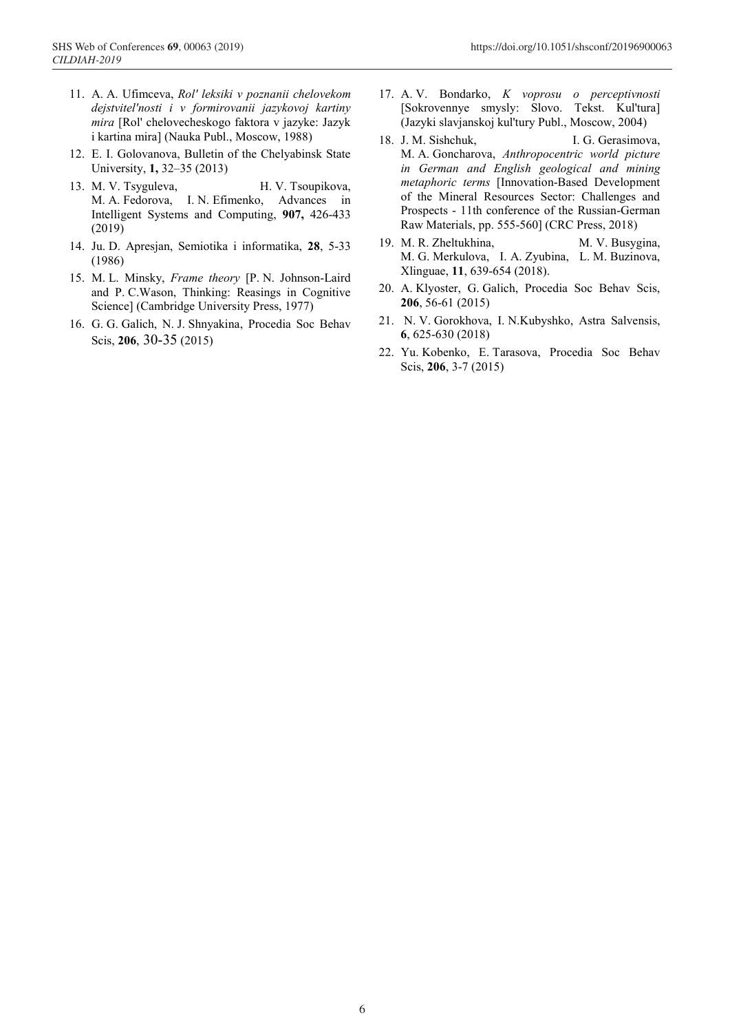11. A. A. Ufimceva, *Rol' leksiki v poznanii chelovekom dejstvitel'nosti i v formirovanii jazykovoj kartiny mira* [Rol' chelovecheskogo faktora v jazyke: Jazyk i kartina mira] (Nauka Publ., Moscow, 1988)
12. E. I. Golovanova, Bulletin of the Chelyabinsk State University, **1,** 32–35 (2013)
13. M. V. Tsyguleva, H. V. Tsoupikova, M. A. Fedorova, I. N. Efimenko, Advances in Intelligent Systems and Computing, **907,** 426-433 (2019)
14. Ju. D. Apresjan, Semiotika i informatika, **28**, 5-33 (1986)
15. M. L. Minsky, *Frame theory* [P. N. Johnson-Laird and P. C.Wason, Thinking: Reasings in Cognitive Science] (Cambridge University Press, 1977)
16. G. G. Galich, N. J. Shnyakina, Procedia Soc Behav Scis, **206**, 30-35 (2015)
17. A. V. Bondarko, *K voprosu o perceptivnosti* [Sokrovennye smysly: Slovo. Tekst. Kul'tura] (Jazyki slavjanskoj kul'tury Publ., Moscow, 2004)
18. J. M. Sishchuk, I. G. Gerasimova, M. A. Goncharova, *Anthropocentric world picture in German and English geological and mining metaphoric terms* [Innovation-Based Development of the Mineral Resources Sector: Challenges and Prospects - 11th conference of the Russian-German Raw Materials, pp. 555-560] (CRC Press, 2018)
19. M. R. Zheltukhina, M. V. Busygina, M. G. Merkulova, I. A. Zyubina, L. M. Buzinova, Xlinguae, **11**, 639-654 (2018).
20. A. Klyoster, G. Galich, Procedia Soc Behav Scis, **206**, 56-61 (2015)
21. N. V. Gorokhova, I. N.Kubyshko, Astra Salvensis, **6**, 625-630 (2018)
22. Yu. Kobenko, E. Tarasova, Procedia Soc Behav Scis, **206**, 3-7 (2015)